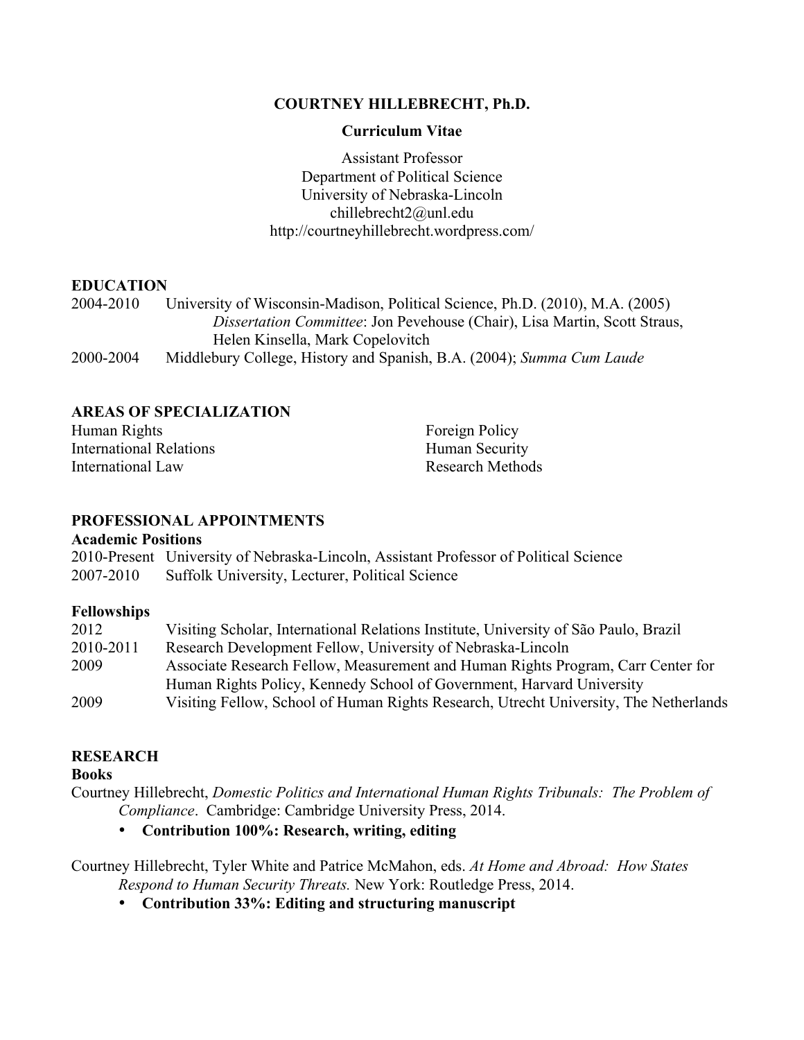**COURTNEY HILLEBRECHT, Ph.D.**

**Curriculum Vitae**

Assistant Professor
Department of Political Science
University of Nebraska-Lincoln
chillebrecht2@unl.edu
http://courtneyhillebrecht.wordpress.com/

## EDUCATION

2004-2010 University of Wisconsin-Madison, Political Science, Ph.D. (2010), M.A. (2005)
*Dissertation Committee*: Jon Pevehouse (Chair), Lisa Martin, Scott Straus, Helen Kinsella, Mark Copelovitch

2000-2004 Middlebury College, History and Spanish, B.A. (2004); *Summa Cum Laude*

## AREAS OF SPECIALIZATION

Human Rights
International Relations
International Law
Foreign Policy
Human Security
Research Methods

## PROFESSIONAL APPOINTMENTS

### Academic Positions

2010-Present University of Nebraska-Lincoln, Assistant Professor of Political Science

2007-2010 Suffolk University, Lecturer, Political Science

### Fellowships

2012 Visiting Scholar, International Relations Institute, University of São Paulo, Brazil

2010-2011 Research Development Fellow, University of Nebraska-Lincoln

2009 Associate Research Fellow, Measurement and Human Rights Program, Carr Center for Human Rights Policy, Kennedy School of Government, Harvard University

2009 Visiting Fellow, School of Human Rights Research, Utrecht University, The Netherlands

## RESEARCH

### Books

Courtney Hillebrecht, *Domestic Politics and International Human Rights Tribunals: The Problem of Compliance*. Cambridge: Cambridge University Press, 2014.

- **Contribution 100%: Research, writing, editing**

Courtney Hillebrecht, Tyler White and Patrice McMahon, eds. *At Home and Abroad: How States Respond to Human Security Threats.* New York: Routledge Press, 2014.

- **Contribution 33%: Editing and structuring manuscript**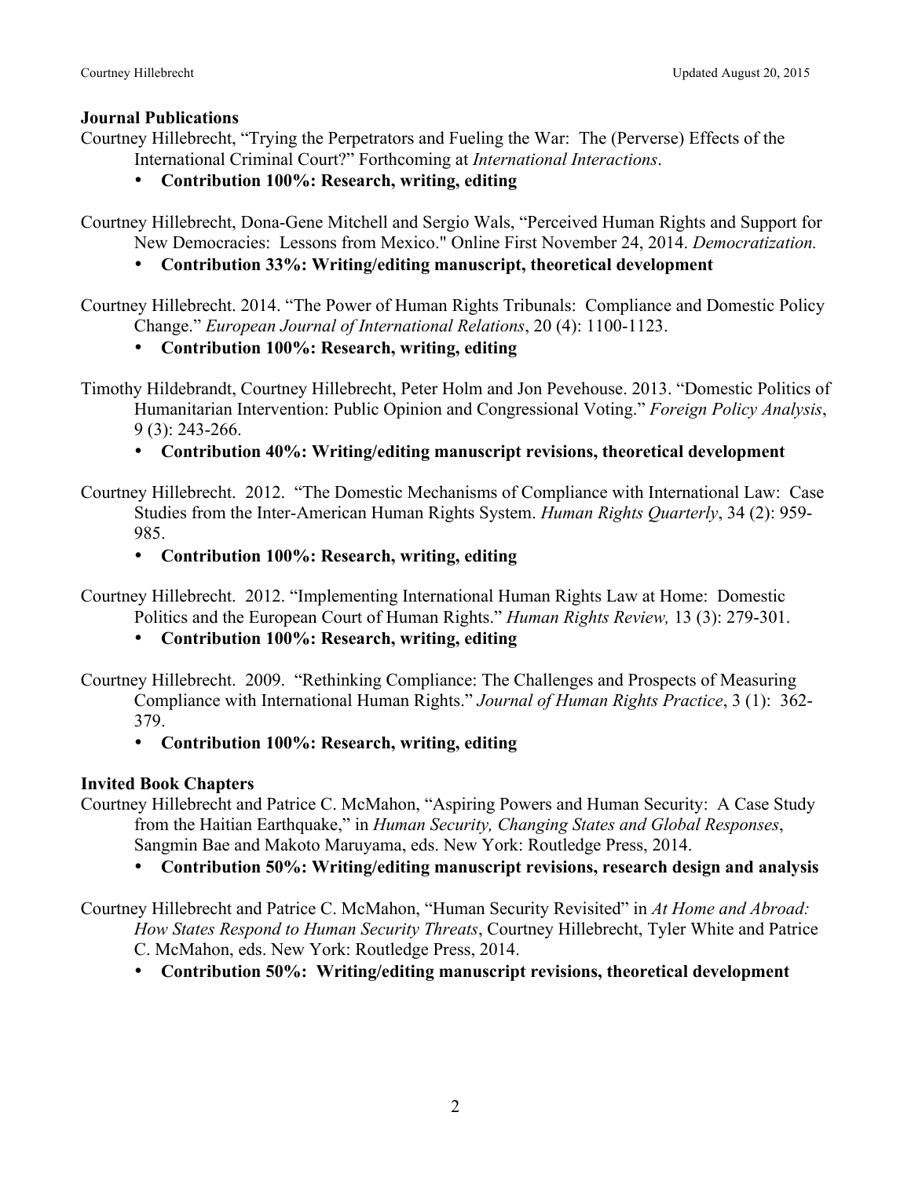**Journal Publications**

Courtney Hillebrecht, "Trying the Perpetrators and Fueling the War: The (Perverse) Effects of the International Criminal Court?" Forthcoming at *International Interactions*.

- **Contribution 100%: Research, writing, editing**

Courtney Hillebrecht, Dona-Gene Mitchell and Sergio Wals, "Perceived Human Rights and Support for New Democracies: Lessons from Mexico." Online First November 24, 2014. *Democratization.*

- **Contribution 33%: Writing/editing manuscript, theoretical development**

Courtney Hillebrecht. 2014. "The Power of Human Rights Tribunals: Compliance and Domestic Policy Change." *European Journal of International Relations*, 20 (4): 1100-1123.

- **Contribution 100%: Research, writing, editing**

Timothy Hildebrandt, Courtney Hillebrecht, Peter Holm and Jon Pevehouse. 2013. "Domestic Politics of Humanitarian Intervention: Public Opinion and Congressional Voting." *Foreign Policy Analysis*, 9 (3): 243-266.

- **Contribution 40%: Writing/editing manuscript revisions, theoretical development**

Courtney Hillebrecht. 2012. "The Domestic Mechanisms of Compliance with International Law: Case Studies from the Inter-American Human Rights System. *Human Rights Quarterly*, 34 (2): 959-985.

- **Contribution 100%: Research, writing, editing**

Courtney Hillebrecht. 2012. "Implementing International Human Rights Law at Home: Domestic Politics and the European Court of Human Rights." *Human Rights Review,* 13 (3): 279-301.

- **Contribution 100%: Research, writing, editing**

Courtney Hillebrecht. 2009. "Rethinking Compliance: The Challenges and Prospects of Measuring Compliance with International Human Rights." *Journal of Human Rights Practice*, 3 (1): 362-379.

- **Contribution 100%: Research, writing, editing**

**Invited Book Chapters**

Courtney Hillebrecht and Patrice C. McMahon, "Aspiring Powers and Human Security: A Case Study from the Haitian Earthquake," in *Human Security, Changing States and Global Responses*, Sangmin Bae and Makoto Maruyama, eds. New York: Routledge Press, 2014.

- **Contribution 50%: Writing/editing manuscript revisions, research design and analysis**

Courtney Hillebrecht and Patrice C. McMahon, "Human Security Revisited" in *At Home and Abroad: How States Respond to Human Security Threats*, Courtney Hillebrecht, Tyler White and Patrice C. McMahon, eds. New York: Routledge Press, 2014.

- **Contribution 50%: Writing/editing manuscript revisions, theoretical development**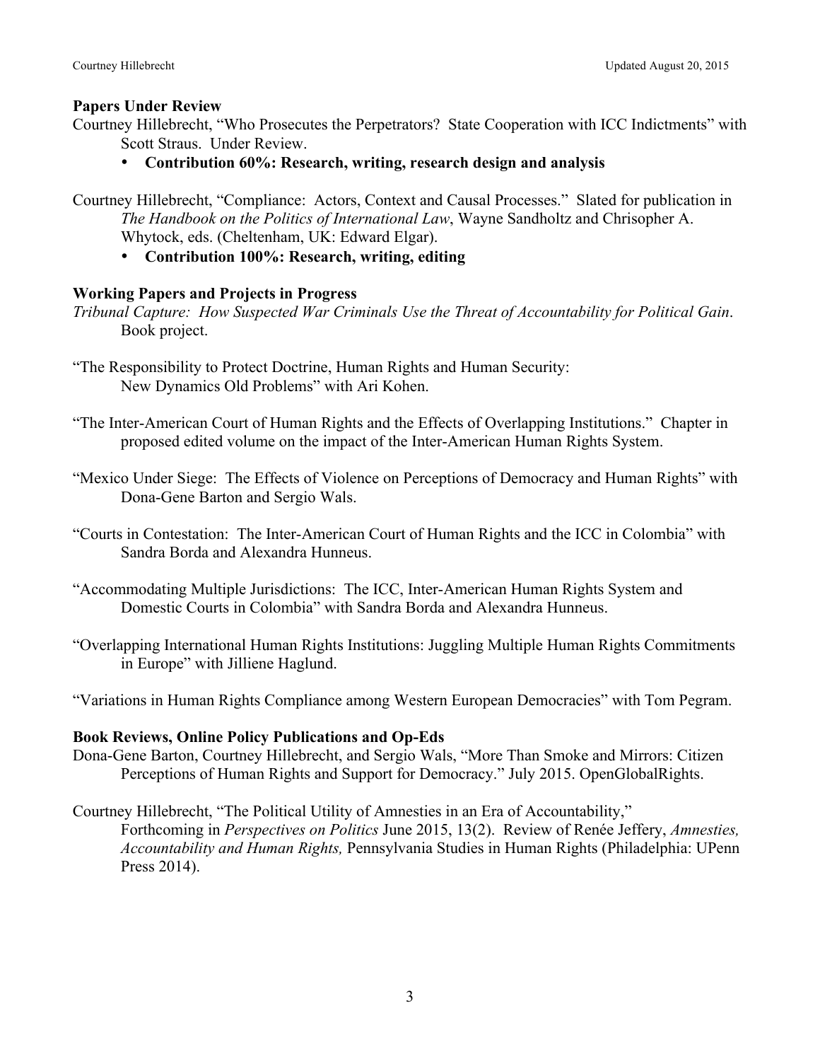### Papers Under Review

Courtney Hillebrecht, "Who Prosecutes the Perpetrators? State Cooperation with ICC Indictments" with Scott Straus. Under Review.

- **Contribution 60%: Research, writing, research design and analysis**

Courtney Hillebrecht, "Compliance: Actors, Context and Causal Processes." Slated for publication in *The Handbook on the Politics of International Law*, Wayne Sandholtz and Chrisopher A. Whytock, eds. (Cheltenham, UK: Edward Elgar).

- **Contribution 100%: Research, writing, editing**

### Working Papers and Projects in Progress

*Tribunal Capture: How Suspected War Criminals Use the Threat of Accountability for Political Gain*. Book project.

"The Responsibility to Protect Doctrine, Human Rights and Human Security: New Dynamics Old Problems" with Ari Kohen.

"The Inter-American Court of Human Rights and the Effects of Overlapping Institutions." Chapter in proposed edited volume on the impact of the Inter-American Human Rights System.

"Mexico Under Siege: The Effects of Violence on Perceptions of Democracy and Human Rights" with Dona-Gene Barton and Sergio Wals.

"Courts in Contestation: The Inter-American Court of Human Rights and the ICC in Colombia" with Sandra Borda and Alexandra Hunneus.

"Accommodating Multiple Jurisdictions: The ICC, Inter-American Human Rights System and Domestic Courts in Colombia" with Sandra Borda and Alexandra Hunneus.

"Overlapping International Human Rights Institutions: Juggling Multiple Human Rights Commitments in Europe" with Jilliene Haglund.

"Variations in Human Rights Compliance among Western European Democracies" with Tom Pegram.

### Book Reviews, Online Policy Publications and Op-Eds

Dona-Gene Barton, Courtney Hillebrecht, and Sergio Wals, "More Than Smoke and Mirrors: Citizen Perceptions of Human Rights and Support for Democracy." July 2015. OpenGlobalRights.

Courtney Hillebrecht, "The Political Utility of Amnesties in an Era of Accountability," Forthcoming in *Perspectives on Politics* June 2015, 13(2). Review of Renée Jeffery, *Amnesties, Accountability and Human Rights,* Pennsylvania Studies in Human Rights (Philadelphia: UPenn Press 2014).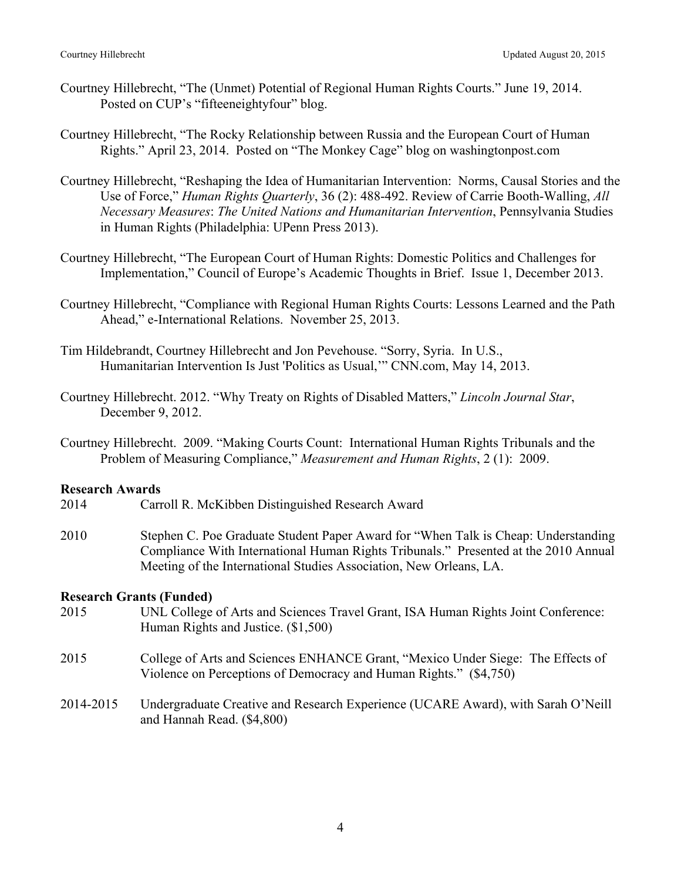Courtney Hillebrecht, “The (Unmet) Potential of Regional Human Rights Courts.” June 19, 2014. Posted on CUP’s “fifteeneightyfour” blog.

Courtney Hillebrecht, “The Rocky Relationship between Russia and the European Court of Human Rights.” April 23, 2014. Posted on “The Monkey Cage” blog on washingtonpost.com

Courtney Hillebrecht, “Reshaping the Idea of Humanitarian Intervention: Norms, Causal Stories and the Use of Force,” *Human Rights Quarterly*, 36 (2): 488-492. Review of Carrie Booth-Walling, *All Necessary Measures*: *The United Nations and Humanitarian Intervention*, Pennsylvania Studies in Human Rights (Philadelphia: UPenn Press 2013).

Courtney Hillebrecht, “The European Court of Human Rights: Domestic Politics and Challenges for Implementation,” Council of Europe’s Academic Thoughts in Brief. Issue 1, December 2013.

Courtney Hillebrecht, “Compliance with Regional Human Rights Courts: Lessons Learned and the Path Ahead,” e-International Relations. November 25, 2013.

Tim Hildebrandt, Courtney Hillebrecht and Jon Pevehouse. “Sorry, Syria. In U.S., Humanitarian Intervention Is Just 'Politics as Usual,'” CNN.com, May 14, 2013.

Courtney Hillebrecht. 2012. “Why Treaty on Rights of Disabled Matters,” *Lincoln Journal Star*, December 9, 2012.

Courtney Hillebrecht. 2009. “Making Courts Count: International Human Rights Tribunals and the Problem of Measuring Compliance,” *Measurement and Human Rights*, 2 (1): 2009.

**Research Awards**

2014 Carroll R. McKibben Distinguished Research Award

2010 Stephen C. Poe Graduate Student Paper Award for “When Talk is Cheap: Understanding Compliance With International Human Rights Tribunals.” Presented at the 2010 Annual Meeting of the International Studies Association, New Orleans, LA.

**Research Grants (Funded)**

2015 UNL College of Arts and Sciences Travel Grant, ISA Human Rights Joint Conference: Human Rights and Justice. ($1,500)

2015 College of Arts and Sciences ENHANCE Grant, “Mexico Under Siege: The Effects of Violence on Perceptions of Democracy and Human Rights.” ($4,750)

2014-2015 Undergraduate Creative and Research Experience (UCARE Award), with Sarah O’Neill and Hannah Read. ($4,800)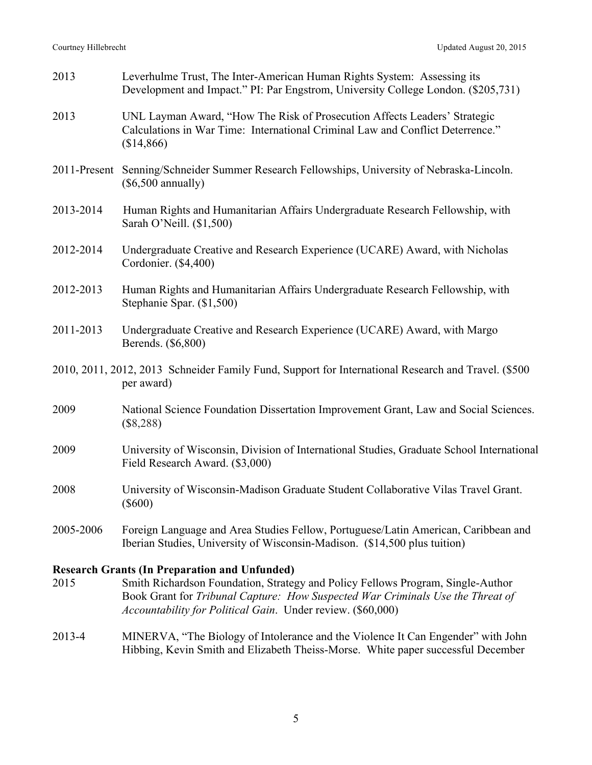2013 Leverhulme Trust, The Inter-American Human Rights System: Assessing its Development and Impact." PI: Par Engstrom, University College London. ($205,731)

2013 UNL Layman Award, "How The Risk of Prosecution Affects Leaders' Strategic Calculations in War Time: International Criminal Law and Conflict Deterrence." ($14,866)

2011-Present Senning/Schneider Summer Research Fellowships, University of Nebraska-Lincoln. ($6,500 annually)

2013-2014 Human Rights and Humanitarian Affairs Undergraduate Research Fellowship, with Sarah O'Neill. ($1,500)

2012-2014 Undergraduate Creative and Research Experience (UCARE) Award, with Nicholas Cordonier. ($4,400)

2012-2013 Human Rights and Humanitarian Affairs Undergraduate Research Fellowship, with Stephanie Spar. ($1,500)

2011-2013 Undergraduate Creative and Research Experience (UCARE) Award, with Margo Berends. ($6,800)

2010, 2011, 2012, 2013 Schneider Family Fund, Support for International Research and Travel. ($500 per award)

2009 National Science Foundation Dissertation Improvement Grant, Law and Social Sciences. ($8,288)

2009 University of Wisconsin, Division of International Studies, Graduate School International Field Research Award. ($3,000)

2008 University of Wisconsin-Madison Graduate Student Collaborative Vilas Travel Grant. ($600)

2005-2006 Foreign Language and Area Studies Fellow, Portuguese/Latin American, Caribbean and Iberian Studies, University of Wisconsin-Madison. ($14,500 plus tuition)

**Research Grants (In Preparation and Unfunded)**

2015 Smith Richardson Foundation, Strategy and Policy Fellows Program, Single-Author Book Grant for *Tribunal Capture: How Suspected War Criminals Use the Threat of Accountability for Political Gain*. Under review. ($60,000)

2013-4 MINERVA, "The Biology of Intolerance and the Violence It Can Engender" with John Hibbing, Kevin Smith and Elizabeth Theiss-Morse. White paper successful December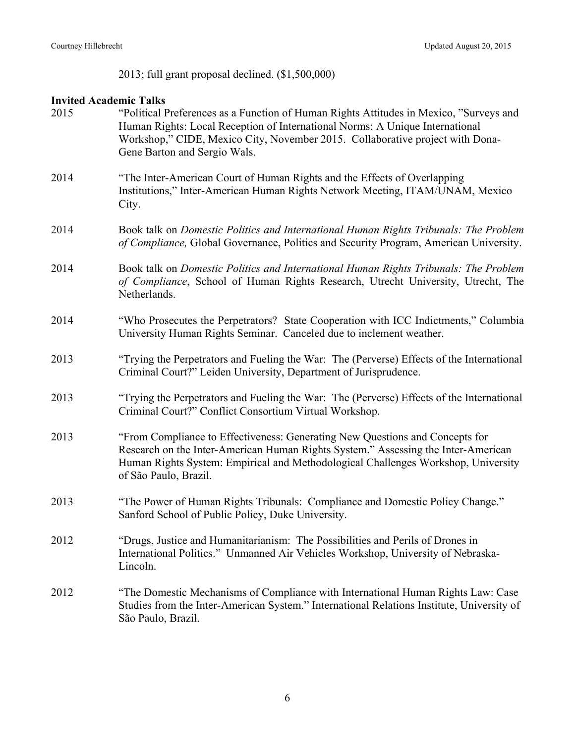2013; full grant proposal declined. ($1,500,000)

**Invited Academic Talks**

2015 "Political Preferences as a Function of Human Rights Attitudes in Mexico, "Surveys and Human Rights: Local Reception of International Norms: A Unique International Workshop," CIDE, Mexico City, November 2015. Collaborative project with Dona-Gene Barton and Sergio Wals.

2014 "The Inter-American Court of Human Rights and the Effects of Overlapping Institutions," Inter-American Human Rights Network Meeting, ITAM/UNAM, Mexico City.

2014 Book talk on *Domestic Politics and International Human Rights Tribunals: The Problem of Compliance,* Global Governance, Politics and Security Program, American University.

2014 Book talk on *Domestic Politics and International Human Rights Tribunals: The Problem of Compliance*, School of Human Rights Research, Utrecht University, Utrecht, The Netherlands.

2014 "Who Prosecutes the Perpetrators? State Cooperation with ICC Indictments," Columbia University Human Rights Seminar. Canceled due to inclement weather.

2013 "Trying the Perpetrators and Fueling the War: The (Perverse) Effects of the International Criminal Court?" Leiden University, Department of Jurisprudence.

2013 "Trying the Perpetrators and Fueling the War: The (Perverse) Effects of the International Criminal Court?" Conflict Consortium Virtual Workshop.

2013 "From Compliance to Effectiveness: Generating New Questions and Concepts for Research on the Inter-American Human Rights System." Assessing the Inter-American Human Rights System: Empirical and Methodological Challenges Workshop, University of São Paulo, Brazil.

2013 "The Power of Human Rights Tribunals: Compliance and Domestic Policy Change." Sanford School of Public Policy, Duke University.

2012 "Drugs, Justice and Humanitarianism: The Possibilities and Perils of Drones in International Politics." Unmanned Air Vehicles Workshop, University of Nebraska-Lincoln.

2012 "The Domestic Mechanisms of Compliance with International Human Rights Law: Case Studies from the Inter-American System." International Relations Institute, University of São Paulo, Brazil.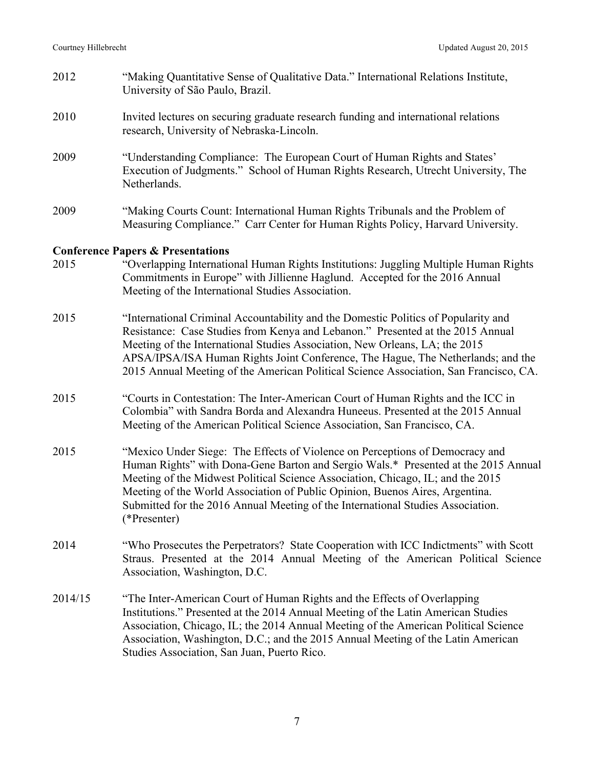2012 "Making Quantitative Sense of Qualitative Data." International Relations Institute, University of São Paulo, Brazil.

2010 Invited lectures on securing graduate research funding and international relations research, University of Nebraska-Lincoln.

2009 "Understanding Compliance: The European Court of Human Rights and States' Execution of Judgments." School of Human Rights Research, Utrecht University, The Netherlands.

2009 "Making Courts Count: International Human Rights Tribunals and the Problem of Measuring Compliance." Carr Center for Human Rights Policy, Harvard University.

**Conference Papers & Presentations**

2015 "Overlapping International Human Rights Institutions: Juggling Multiple Human Rights Commitments in Europe" with Jillienne Haglund. Accepted for the 2016 Annual Meeting of the International Studies Association.

2015 "International Criminal Accountability and the Domestic Politics of Popularity and Resistance: Case Studies from Kenya and Lebanon." Presented at the 2015 Annual Meeting of the International Studies Association, New Orleans, LA; the 2015 APSA/IPSA/ISA Human Rights Joint Conference, The Hague, The Netherlands; and the 2015 Annual Meeting of the American Political Science Association, San Francisco, CA.

2015 "Courts in Contestation: The Inter-American Court of Human Rights and the ICC in Colombia" with Sandra Borda and Alexandra Huneeus. Presented at the 2015 Annual Meeting of the American Political Science Association, San Francisco, CA.

2015 "Mexico Under Siege: The Effects of Violence on Perceptions of Democracy and Human Rights" with Dona-Gene Barton and Sergio Wals.* Presented at the 2015 Annual Meeting of the Midwest Political Science Association, Chicago, IL; and the 2015 Meeting of the World Association of Public Opinion, Buenos Aires, Argentina. Submitted for the 2016 Annual Meeting of the International Studies Association. (*Presenter)

2014 "Who Prosecutes the Perpetrators? State Cooperation with ICC Indictments" with Scott Straus. Presented at the 2014 Annual Meeting of the American Political Science Association, Washington, D.C.

2014/15 "The Inter-American Court of Human Rights and the Effects of Overlapping Institutions." Presented at the 2014 Annual Meeting of the Latin American Studies Association, Chicago, IL; the 2014 Annual Meeting of the American Political Science Association, Washington, D.C.; and the 2015 Annual Meeting of the Latin American Studies Association, San Juan, Puerto Rico.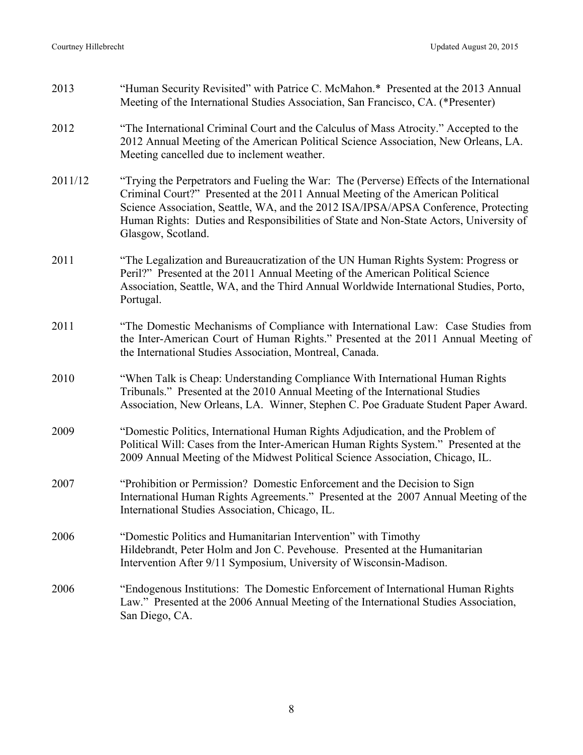2013 "Human Security Revisited" with Patrice C. McMahon.* Presented at the 2013 Annual Meeting of the International Studies Association, San Francisco, CA. (*Presenter)

2012 "The International Criminal Court and the Calculus of Mass Atrocity." Accepted to the 2012 Annual Meeting of the American Political Science Association, New Orleans, LA. Meeting cancelled due to inclement weather.

2011/12 "Trying the Perpetrators and Fueling the War: The (Perverse) Effects of the International Criminal Court?" Presented at the 2011 Annual Meeting of the American Political Science Association, Seattle, WA, and the 2012 ISA/IPSA/APSA Conference, Protecting Human Rights: Duties and Responsibilities of State and Non-State Actors, University of Glasgow, Scotland.

2011 "The Legalization and Bureaucratization of the UN Human Rights System: Progress or Peril?" Presented at the 2011 Annual Meeting of the American Political Science Association, Seattle, WA, and the Third Annual Worldwide International Studies, Porto, Portugal.

2011 "The Domestic Mechanisms of Compliance with International Law: Case Studies from the Inter-American Court of Human Rights." Presented at the 2011 Annual Meeting of the International Studies Association, Montreal, Canada.

2010 "When Talk is Cheap: Understanding Compliance With International Human Rights Tribunals." Presented at the 2010 Annual Meeting of the International Studies Association, New Orleans, LA. Winner, Stephen C. Poe Graduate Student Paper Award.

2009 "Domestic Politics, International Human Rights Adjudication, and the Problem of Political Will: Cases from the Inter-American Human Rights System." Presented at the 2009 Annual Meeting of the Midwest Political Science Association, Chicago, IL.

2007 "Prohibition or Permission? Domestic Enforcement and the Decision to Sign International Human Rights Agreements." Presented at the 2007 Annual Meeting of the International Studies Association, Chicago, IL.

2006 "Domestic Politics and Humanitarian Intervention" with Timothy Hildebrandt, Peter Holm and Jon C. Pevehouse. Presented at the Humanitarian Intervention After 9/11 Symposium, University of Wisconsin-Madison.

2006 "Endogenous Institutions: The Domestic Enforcement of International Human Rights Law." Presented at the 2006 Annual Meeting of the International Studies Association, San Diego, CA.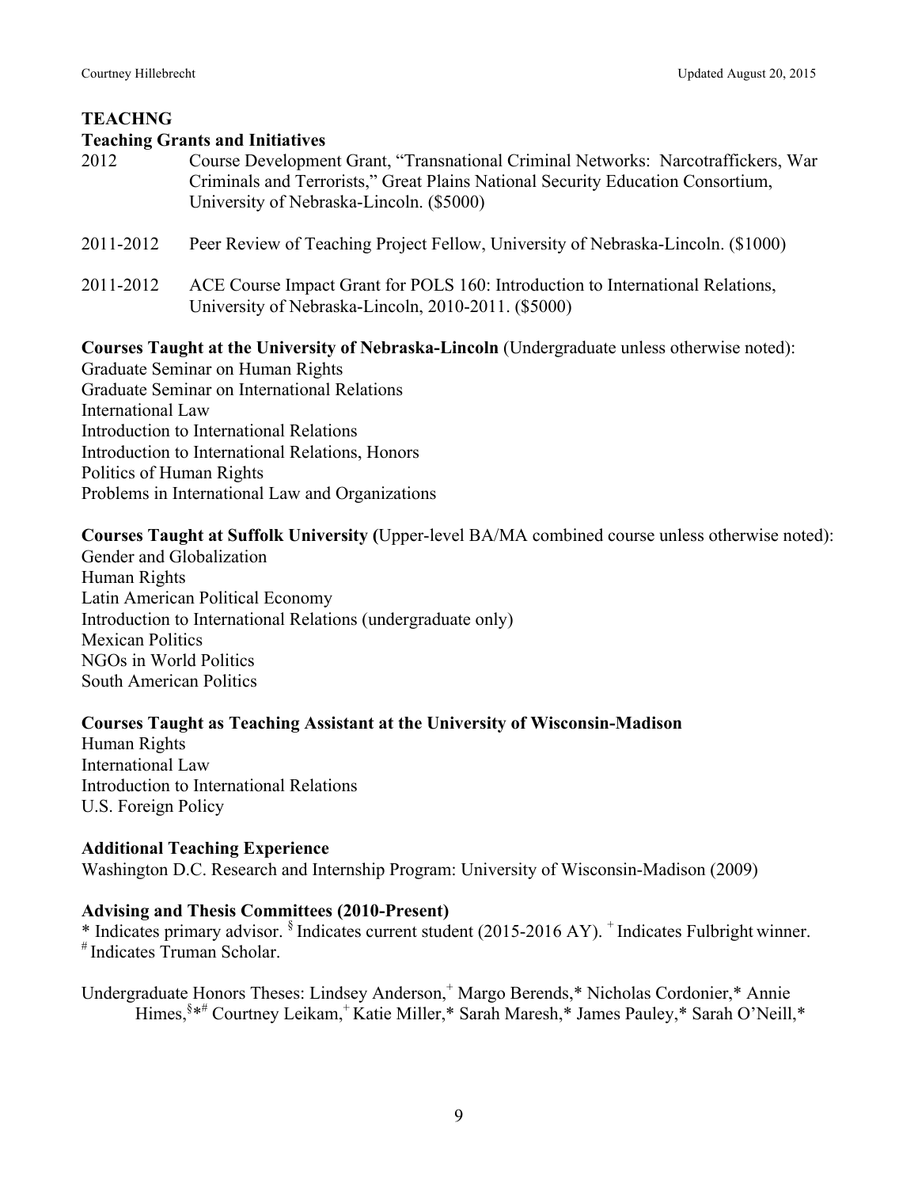## TEACHNG

### Teaching Grants and Initiatives

2012 Course Development Grant, "Transnational Criminal Networks: Narcotraffickers, War Criminals and Terrorists," Great Plains National Security Education Consortium, University of Nebraska-Lincoln. ($5000)

2011-2012 Peer Review of Teaching Project Fellow, University of Nebraska-Lincoln. ($1000)

2011-2012 ACE Course Impact Grant for POLS 160: Introduction to International Relations, University of Nebraska-Lincoln, 2010-2011. ($5000)

**Courses Taught at the University of Nebraska-Lincoln** (Undergraduate unless otherwise noted):

Graduate Seminar on Human Rights
Graduate Seminar on International Relations
International Law
Introduction to International Relations
Introduction to International Relations, Honors
Politics of Human Rights
Problems in International Law and Organizations

**Courses Taught at Suffolk University (**Upper-level BA/MA combined course unless otherwise noted):

Gender and Globalization
Human Rights
Latin American Political Economy
Introduction to International Relations (undergraduate only)
Mexican Politics
NGOs in World Politics
South American Politics

**Courses Taught as Teaching Assistant at the University of Wisconsin-Madison**

Human Rights
International Law
Introduction to International Relations
U.S. Foreign Policy

**Additional Teaching Experience**

Washington D.C. Research and Internship Program: University of Wisconsin-Madison (2009)

**Advising and Thesis Committees (2010-Present)**

* Indicates primary advisor. § Indicates current student (2015-2016 AY). + Indicates Fulbright winner. # Indicates Truman Scholar.

Undergraduate Honors Theses: Lindsey Anderson,+ Margo Berends,* Nicholas Cordonier,* Annie Himes,§*# Courtney Leikam,+ Katie Miller,* Sarah Maresh,* James Pauley,* Sarah O'Neill,*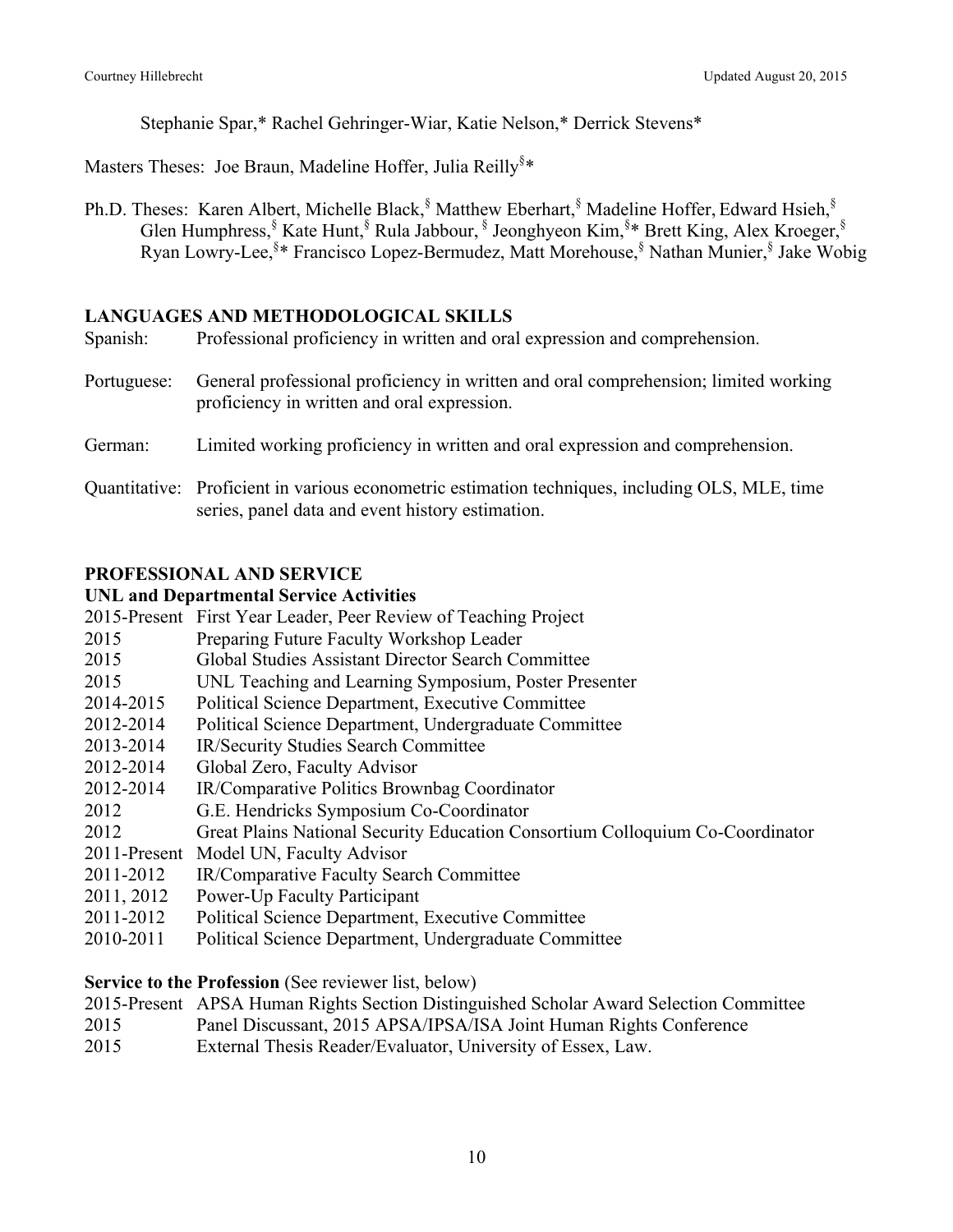Stephanie Spar,* Rachel Gehringer-Wiar, Katie Nelson,* Derrick Stevens*

Masters Theses: Joe Braun, Madeline Hoffer, Julia Reilly[§]*

Ph.D. Theses: Karen Albert, Michelle Black,[§] Matthew Eberhart,[§] Madeline Hoffer, Edward Hsieh,[§] Glen Humphress,[§] Kate Hunt,[§] Rula Jabbour,[§] Jeonghyeon Kim,[§]* Brett King, Alex Kroeger,[§] Ryan Lowry-Lee,[§]* Francisco Lopez-Bermudez, Matt Morehouse,[§] Nathan Munier,[§] Jake Wobig

## LANGUAGES AND METHODOLOGICAL SKILLS

Spanish: Professional proficiency in written and oral expression and comprehension.

Portuguese: General professional proficiency in written and oral comprehension; limited working proficiency in written and oral expression.

German: Limited working proficiency in written and oral expression and comprehension.

Quantitative: Proficient in various econometric estimation techniques, including OLS, MLE, time series, panel data and event history estimation.

## PROFESSIONAL AND SERVICE

### UNL and Departmental Service Activities

2015-Present First Year Leader, Peer Review of Teaching Project
2015 Preparing Future Faculty Workshop Leader
2015 Global Studies Assistant Director Search Committee
2015 UNL Teaching and Learning Symposium, Poster Presenter
2014-2015 Political Science Department, Executive Committee
2012-2014 Political Science Department, Undergraduate Committee
2013-2014 IR/Security Studies Search Committee
2012-2014 Global Zero, Faculty Advisor
2012-2014 IR/Comparative Politics Brownbag Coordinator
2012 G.E. Hendricks Symposium Co-Coordinator
2012 Great Plains National Security Education Consortium Colloquium Co-Coordinator
2011-Present Model UN, Faculty Advisor
2011-2012 IR/Comparative Faculty Search Committee
2011, 2012 Power-Up Faculty Participant
2011-2012 Political Science Department, Executive Committee
2010-2011 Political Science Department, Undergraduate Committee

**Service to the Profession** (See reviewer list, below)

2015-Present APSA Human Rights Section Distinguished Scholar Award Selection Committee
2015 Panel Discussant, 2015 APSA/IPSA/ISA Joint Human Rights Conference
2015 External Thesis Reader/Evaluator, University of Essex, Law.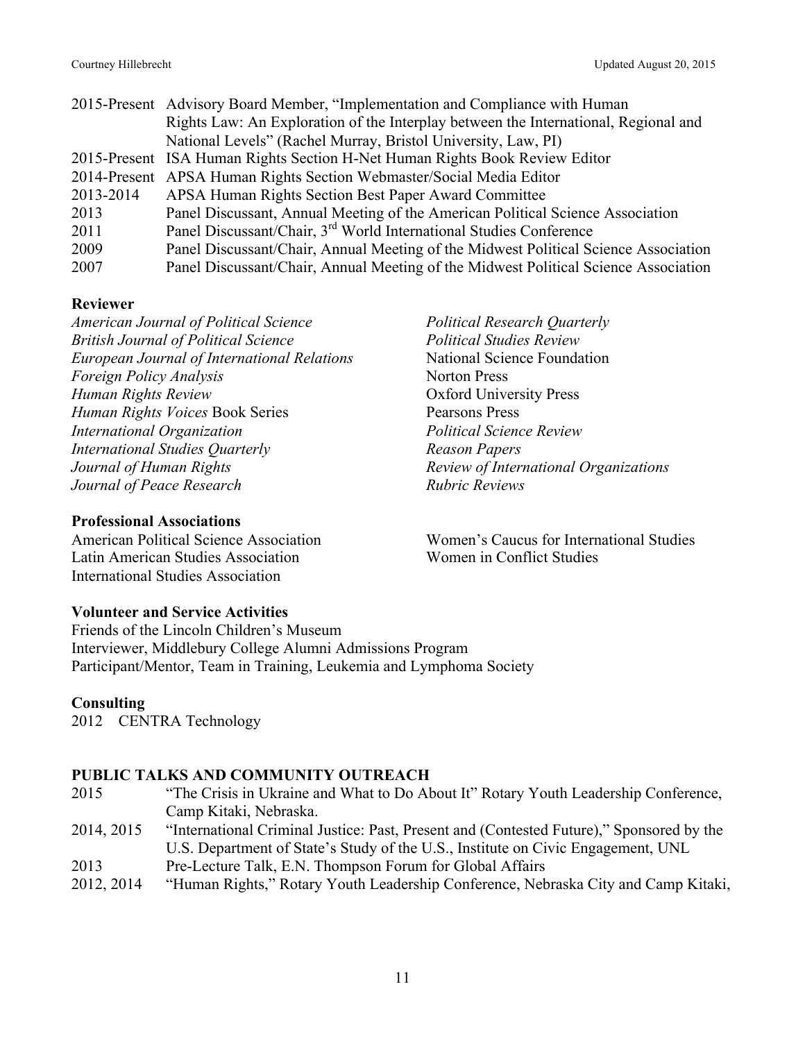2015-Present Advisory Board Member, "Implementation and Compliance with Human Rights Law: An Exploration of the Interplay between the International, Regional and National Levels" (Rachel Murray, Bristol University, Law, PI)
2015-Present ISA Human Rights Section H-Net Human Rights Book Review Editor
2014-Present APSA Human Rights Section Webmaster/Social Media Editor
2013-2014 APSA Human Rights Section Best Paper Award Committee
2013 Panel Discussant, Annual Meeting of the American Political Science Association
2011 Panel Discussant/Chair, 3rd World International Studies Conference
2009 Panel Discussant/Chair, Annual Meeting of the Midwest Political Science Association
2007 Panel Discussant/Chair, Annual Meeting of the Midwest Political Science Association

**Reviewer**

*American Journal of Political Science*
*British Journal of Political Science*
*European Journal of International Relations*
*Foreign Policy Analysis*
*Human Rights Review*
*Human Rights Voices* Book Series
*International Organization*
*International Studies Quarterly*
*Journal of Human Rights*
*Journal of Peace Research*
*Political Research Quarterly*
*Political Studies Review*
National Science Foundation
Norton Press
Oxford University Press
Pearsons Press
*Political Science Review*
*Reason Papers*
*Review of International Organizations*
*Rubric Reviews*

**Professional Associations**

American Political Science Association
Latin American Studies Association
International Studies Association
Women's Caucus for International Studies
Women in Conflict Studies

**Volunteer and Service Activities**

Friends of the Lincoln Children's Museum
Interviewer, Middlebury College Alumni Admissions Program
Participant/Mentor, Team in Training, Leukemia and Lymphoma Society

**Consulting**

2012 CENTRA Technology

## PUBLIC TALKS AND COMMUNITY OUTREACH

2015 "The Crisis in Ukraine and What to Do About It" Rotary Youth Leadership Conference, Camp Kitaki, Nebraska.
2014, 2015 "International Criminal Justice: Past, Present and (Contested Future)," Sponsored by the U.S. Department of State's Study of the U.S., Institute on Civic Engagement, UNL
2013 Pre-Lecture Talk, E.N. Thompson Forum for Global Affairs
2012, 2014 "Human Rights," Rotary Youth Leadership Conference, Nebraska City and Camp Kitaki,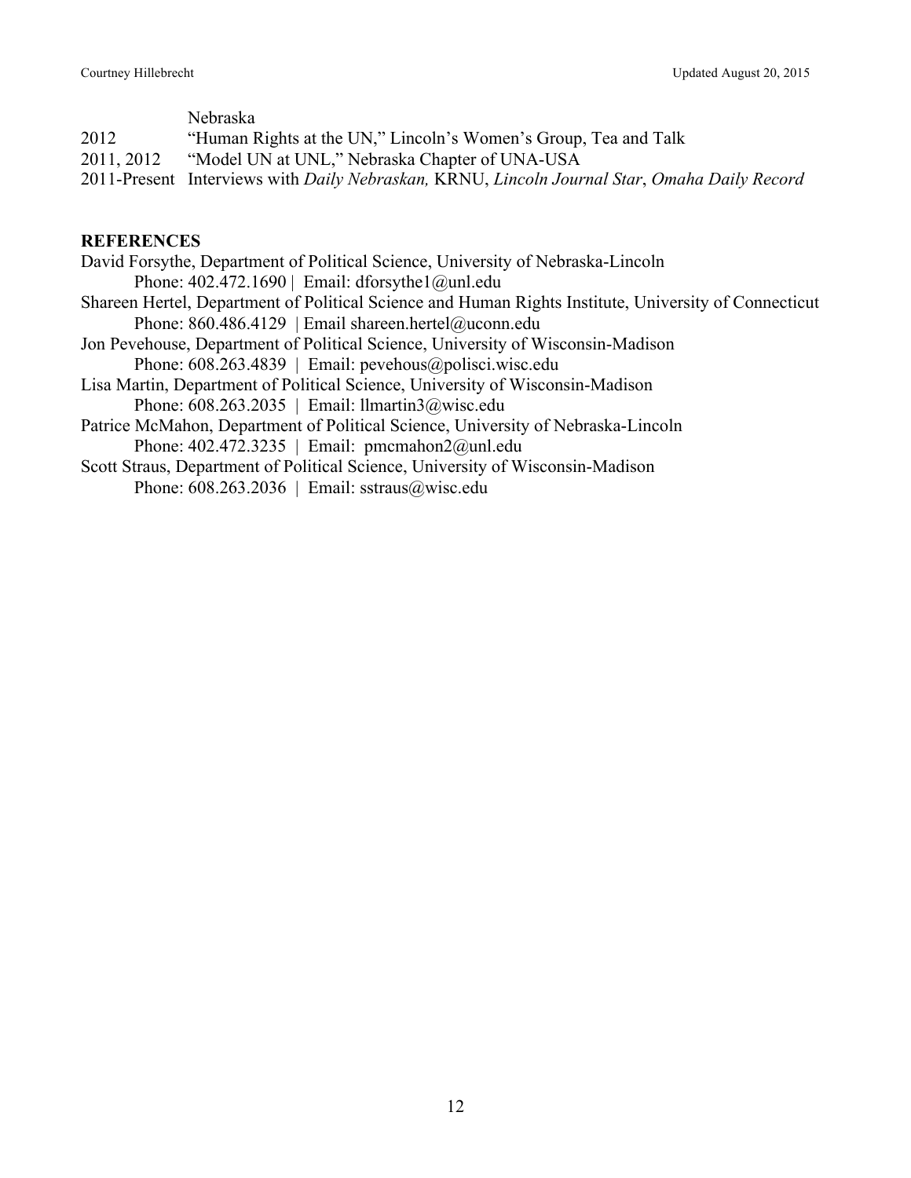| | |
|---|---|
| | Nebraska |
| 2012 | "Human Rights at the UN," Lincoln's Women's Group, Tea and Talk |
| 2011, 2012 | "Model UN at UNL," Nebraska Chapter of UNA-USA |
| 2011-Present | Interviews with *Daily Nebraskan,* KRNU, *Lincoln Journal Star*, *Omaha Daily Record* |

**REFERENCES**

David Forsythe, Department of Political Science, University of Nebraska-Lincoln
Phone: 402.472.1690 | Email: dforsythe1@unl.edu

Shareen Hertel, Department of Political Science and Human Rights Institute, University of Connecticut
Phone: 860.486.4129 | Email shareen.hertel@uconn.edu

Jon Pevehouse, Department of Political Science, University of Wisconsin-Madison
Phone: 608.263.4839 | Email: pevehous@polisci.wisc.edu

Lisa Martin, Department of Political Science, University of Wisconsin-Madison
Phone: 608.263.2035 | Email: llmartin3@wisc.edu

Patrice McMahon, Department of Political Science, University of Nebraska-Lincoln
Phone: 402.472.3235 | Email: pmcmahon2@unl.edu

Scott Straus, Department of Political Science, University of Wisconsin-Madison
Phone: 608.263.2036 | Email: sstraus@wisc.edu